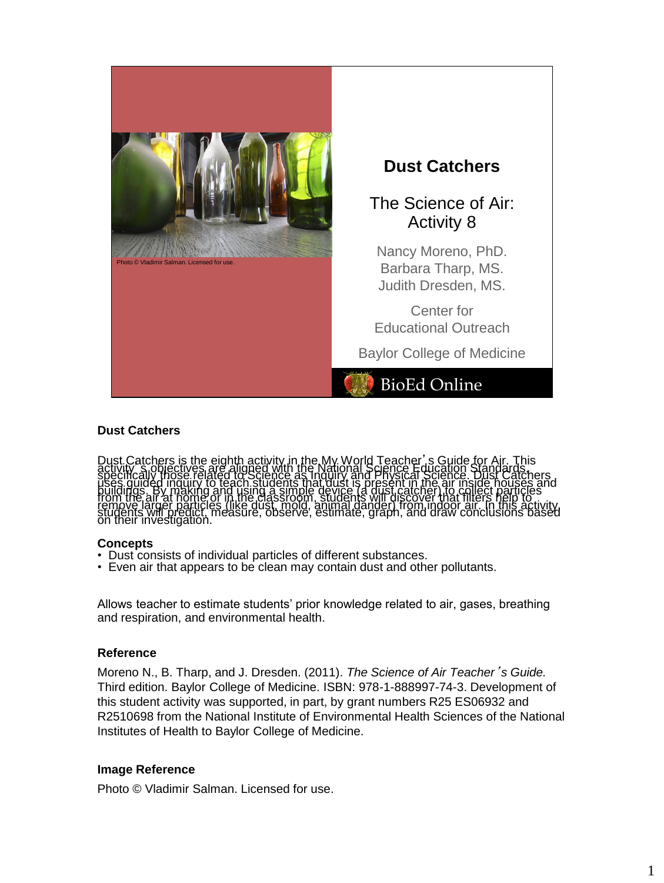# Dust Catchers

The Science of Air: Activity 8

Nancy Moreno, PhD.
Barbara Tharp, MS.
Judith Dresden, MS.

Center for Educational Outreach

Baylor College of Medicine

BioEd Online

Photo © Vladimir Salman. Licensed for use.

## Dust Catchers

Dust Catchers is the eighth activity in the My World Teacher's Guide for Air. This activity's objectives are aligned with the National Science Education Standards, specifically those related to Science as Inquiry and Physical Science. Dust Catchers uses guided inquiry to teach students that dust is present in the air inside houses and buildings. By making and using a simple device (a dust catcher) to collect particles from the air at home or in the classroom, students will discover that filters help to remove larger particles (like dust, mold, animal dander) from indoor air. In this activity, students will predict, measure, observe, estimate, graph, and draw conclusions based on their investigation.

### Concepts

- Dust consists of individual particles of different substances.
- Even air that appears to be clean may contain dust and other pollutants.

Allows teacher to estimate students' prior knowledge related to air, gases, breathing and respiration, and environmental health.

### Reference

Moreno N., B. Tharp, and J. Dresden. (2011). *The Science of Air Teacher's Guide.* Third edition. Baylor College of Medicine. ISBN: 978-1-888997-74-3. Development of this student activity was supported, in part, by grant numbers R25 ES06932 and R2510698 from the National Institute of Environmental Health Sciences of the National Institutes of Health to Baylor College of Medicine.

### Image Reference

Photo © Vladimir Salman. Licensed for use.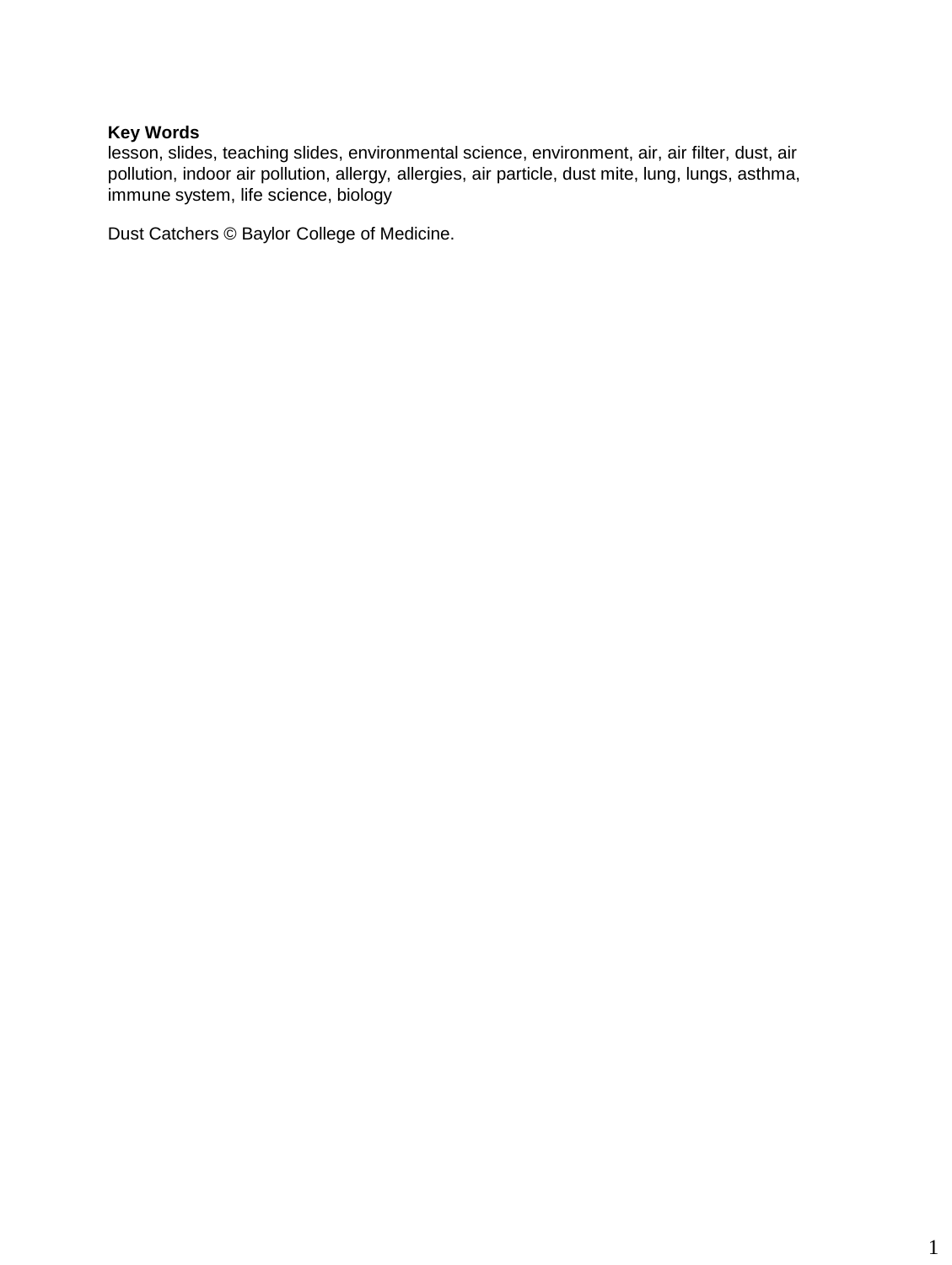**Key Words**
lesson, slides, teaching slides, environmental science, environment, air, air filter, dust, air pollution, indoor air pollution, allergy, allergies, air particle, dust mite, lung, lungs, asthma, immune system, life science, biology

Dust Catchers © Baylor College of Medicine.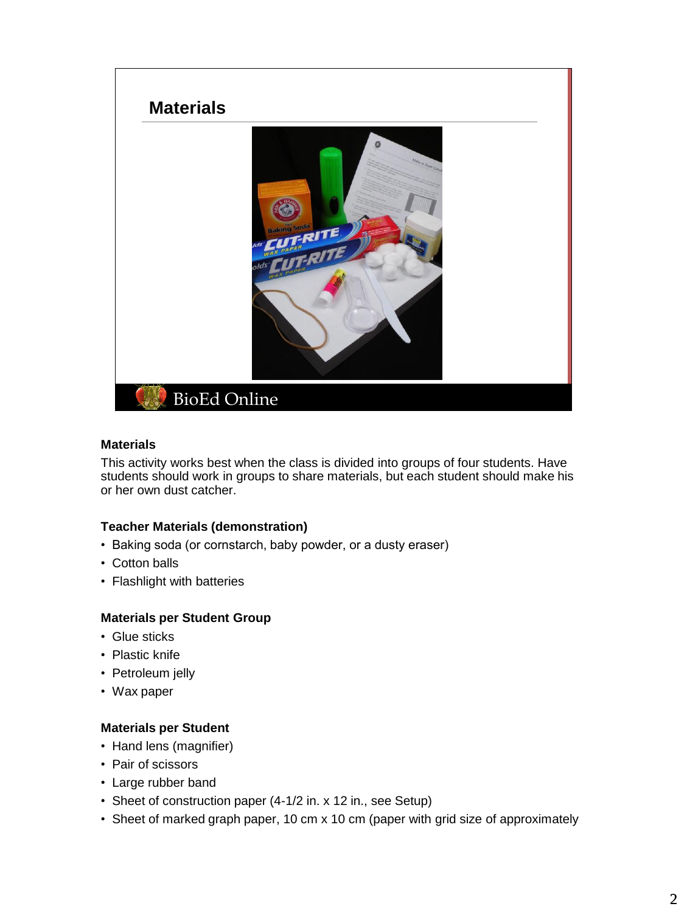## Materials

### Materials

This activity works best when the class is divided into groups of four students. Have students should work in groups to share materials, but each student should make his or her own dust catcher.

### Teacher Materials (demonstration)

- Baking soda (or cornstarch, baby powder, or a dusty eraser)
- Cotton balls
- Flashlight with batteries

### Materials per Student Group

- Glue sticks
- Plastic knife
- Petroleum jelly
- Wax paper

### Materials per Student

- Hand lens (magnifier)
- Pair of scissors
- Large rubber band
- Sheet of construction paper (4-1/2 in. x 12 in., see Setup)
- Sheet of marked graph paper, 10 cm x 10 cm (paper with grid size of approximately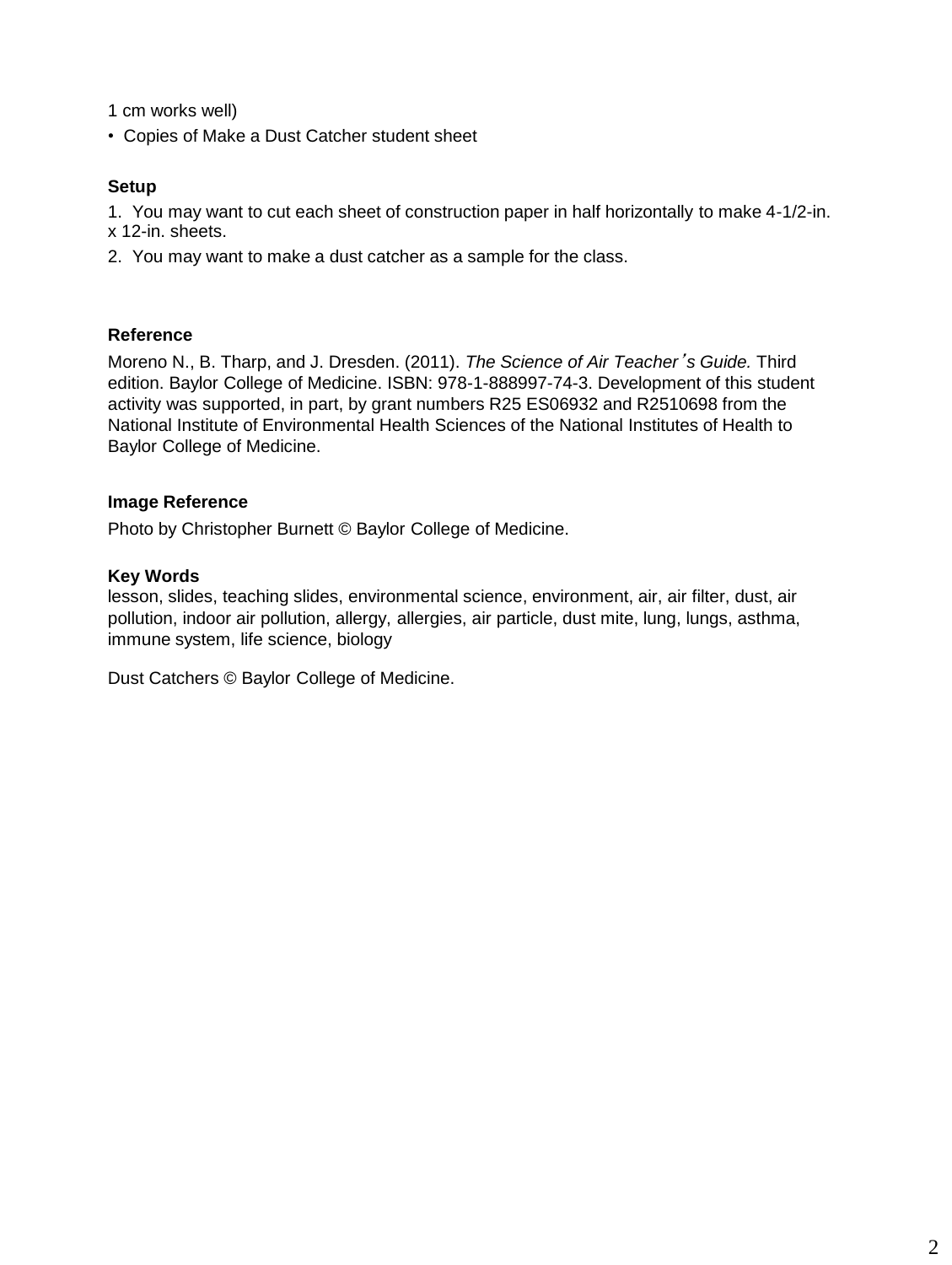1 cm works well)

- Copies of Make a Dust Catcher student sheet

**Setup**

1. You may want to cut each sheet of construction paper in half horizontally to make 4-1/2-in. x 12-in. sheets.
2. You may want to make a dust catcher as a sample for the class.

**Reference**

Moreno N., B. Tharp, and J. Dresden. (2011). *The Science of Air Teacher's Guide.* Third edition. Baylor College of Medicine. ISBN: 978-1-888997-74-3. Development of this student activity was supported, in part, by grant numbers R25 ES06932 and R2510698 from the National Institute of Environmental Health Sciences of the National Institutes of Health to Baylor College of Medicine.

**Image Reference**

Photo by Christopher Burnett © Baylor College of Medicine.

**Key Words**

lesson, slides, teaching slides, environmental science, environment, air, air filter, dust, air pollution, indoor air pollution, allergy, allergies, air particle, dust mite, lung, lungs, asthma, immune system, life science, biology

Dust Catchers © Baylor College of Medicine.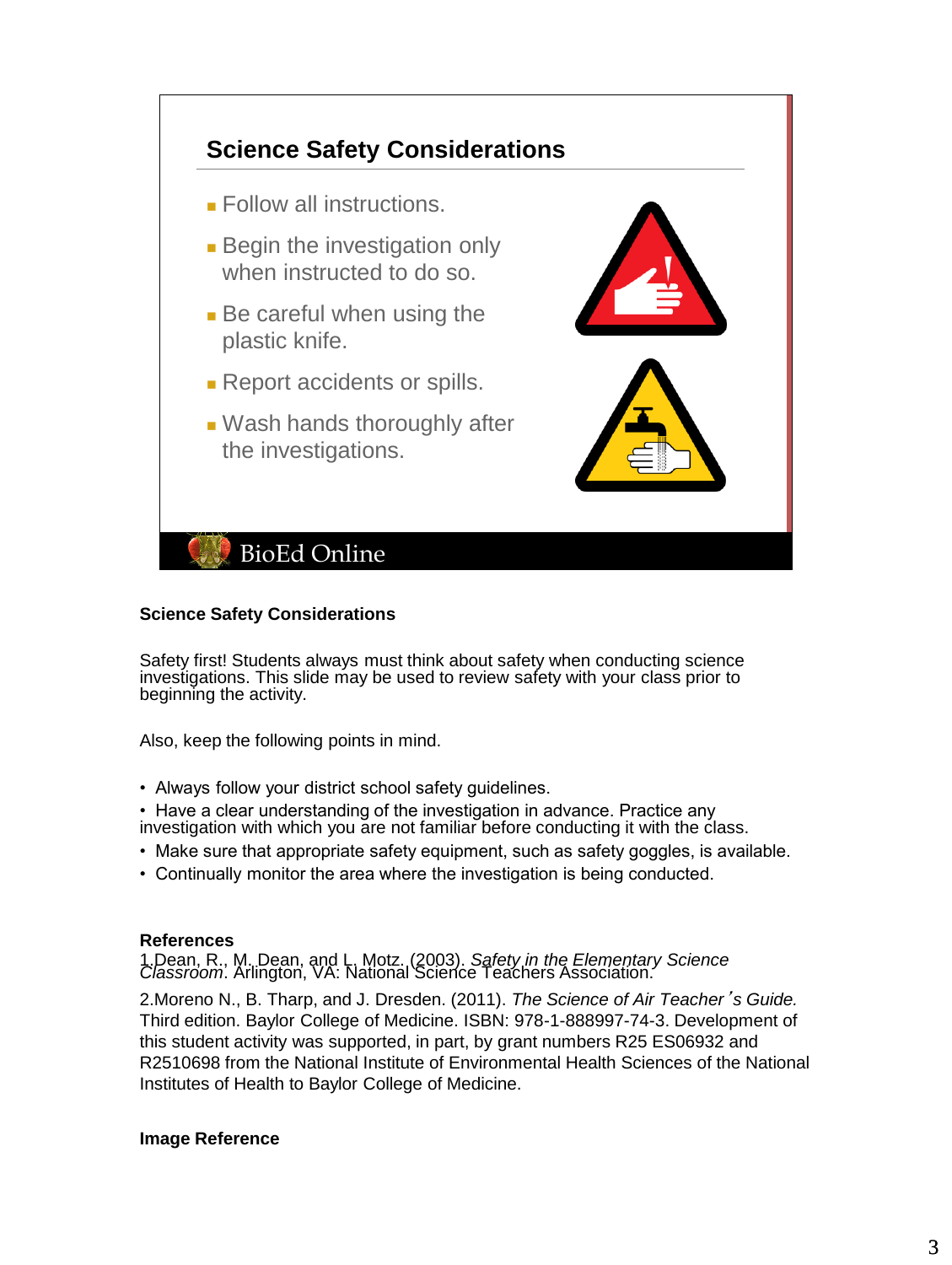## Science Safety Considerations

- Follow all instructions.
- Begin the investigation only when instructed to do so.
- Be careful when using the plastic knife.
- Report accidents or spills.
- Wash hands thoroughly after the investigations.

BioEd Online

**Science Safety Considerations**

Safety first! Students always must think about safety when conducting science investigations. This slide may be used to review safety with your class prior to beginning the activity.

Also, keep the following points in mind.

- Always follow your district school safety guidelines.
- Have a clear understanding of the investigation in advance. Practice any investigation with which you are not familiar before conducting it with the class.
- Make sure that appropriate safety equipment, such as safety goggles, is available.
- Continually monitor the area where the investigation is being conducted.

**References**

1. Dean, R., M. Dean, and L. Motz. (2003). *Safety in the Elementary Science Classroom*. Arlington, VA: National Science Teachers Association.

2. Moreno N., B. Tharp, and J. Dresden. (2011). *The Science of Air Teacher's Guide.* Third edition. Baylor College of Medicine. ISBN: 978-1-888997-74-3. Development of this student activity was supported, in part, by grant numbers R25 ES06932 and R2510698 from the National Institute of Environmental Health Sciences of the National Institutes of Health to Baylor College of Medicine.

**Image Reference**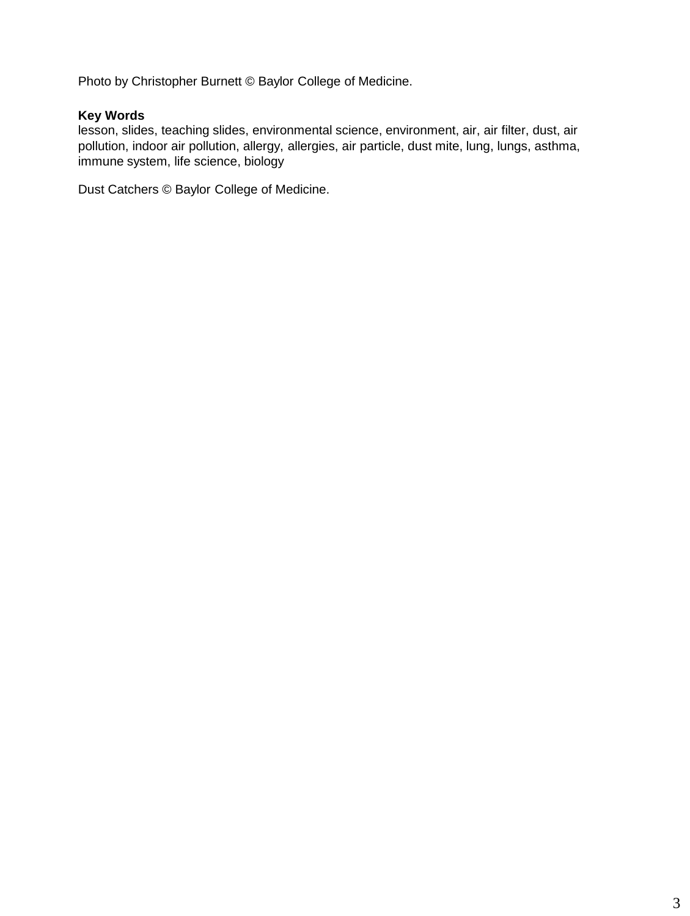Photo by Christopher Burnett © Baylor College of Medicine.

**Key Words**
lesson, slides, teaching slides, environmental science, environment, air, air filter, dust, air pollution, indoor air pollution, allergy, allergies, air particle, dust mite, lung, lungs, asthma, immune system, life science, biology

Dust Catchers © Baylor College of Medicine.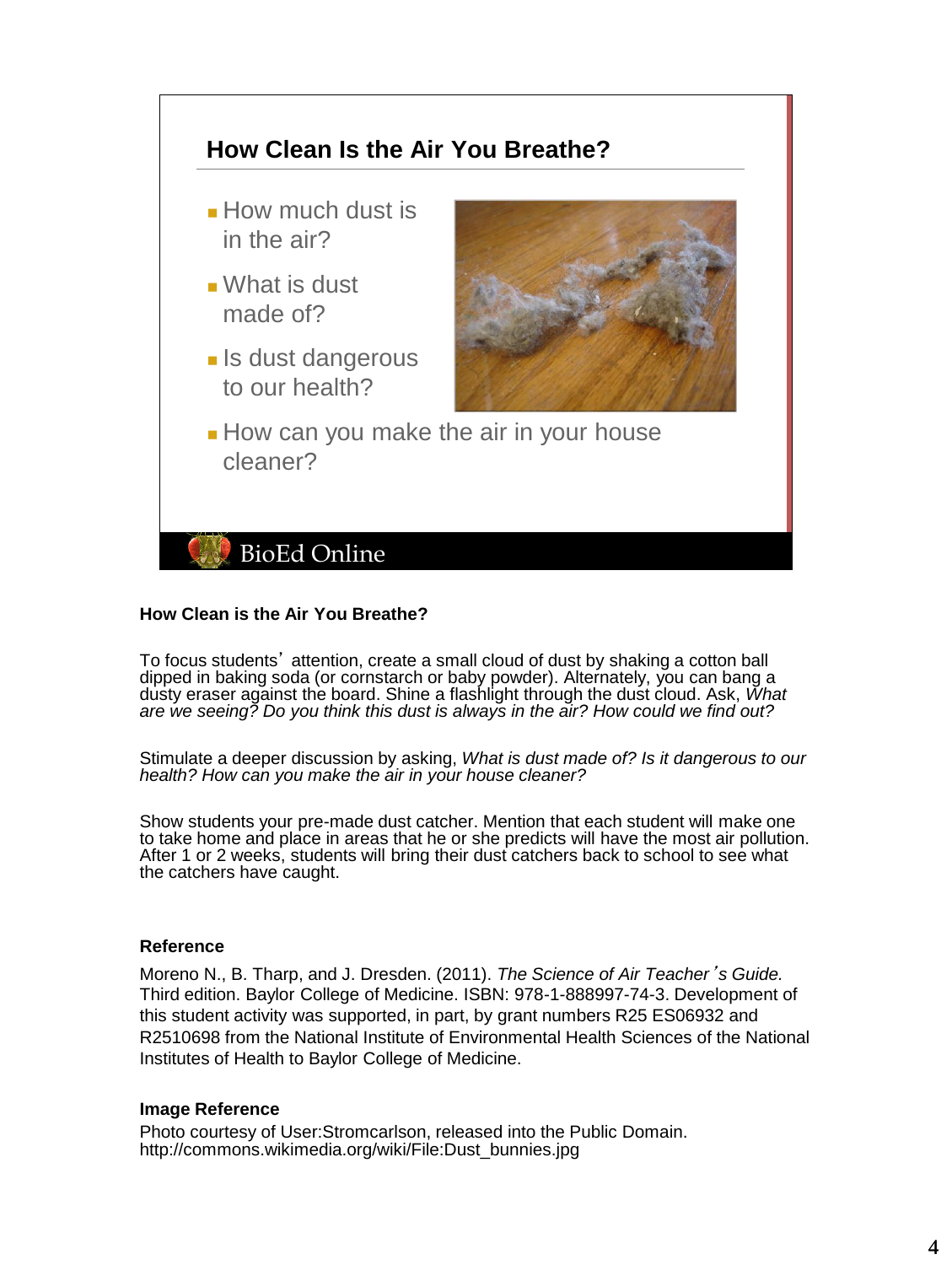## How Clean Is the Air You Breathe?

- How much dust is in the air?
- What is dust made of?
- Is dust dangerous to our health?
- How can you make the air in your house cleaner?

BioEd Online

### How Clean is the Air You Breathe?

To focus students' attention, create a small cloud of dust by shaking a cotton ball dipped in baking soda (or cornstarch or baby powder). Alternately, you can bang a dusty eraser against the board. Shine a flashlight through the dust cloud. Ask, *What are we seeing? Do you think this dust is always in the air? How could we find out?*

Stimulate a deeper discussion by asking, *What is dust made of? Is it dangerous to our health? How can you make the air in your house cleaner?*

Show students your pre-made dust catcher. Mention that each student will make one to take home and place in areas that he or she predicts will have the most air pollution. After 1 or 2 weeks, students will bring their dust catchers back to school to see what the catchers have caught.

### Reference

Moreno N., B. Tharp, and J. Dresden. (2011). *The Science of Air Teacher's Guide.* Third edition. Baylor College of Medicine. ISBN: 978-1-888997-74-3. Development of this student activity was supported, in part, by grant numbers R25 ES06932 and R2510698 from the National Institute of Environmental Health Sciences of the National Institutes of Health to Baylor College of Medicine.

### Image Reference

Photo courtesy of User:Stromcarlson, released into the Public Domain. http://commons.wikimedia.org/wiki/File:Dust_bunnies.jpg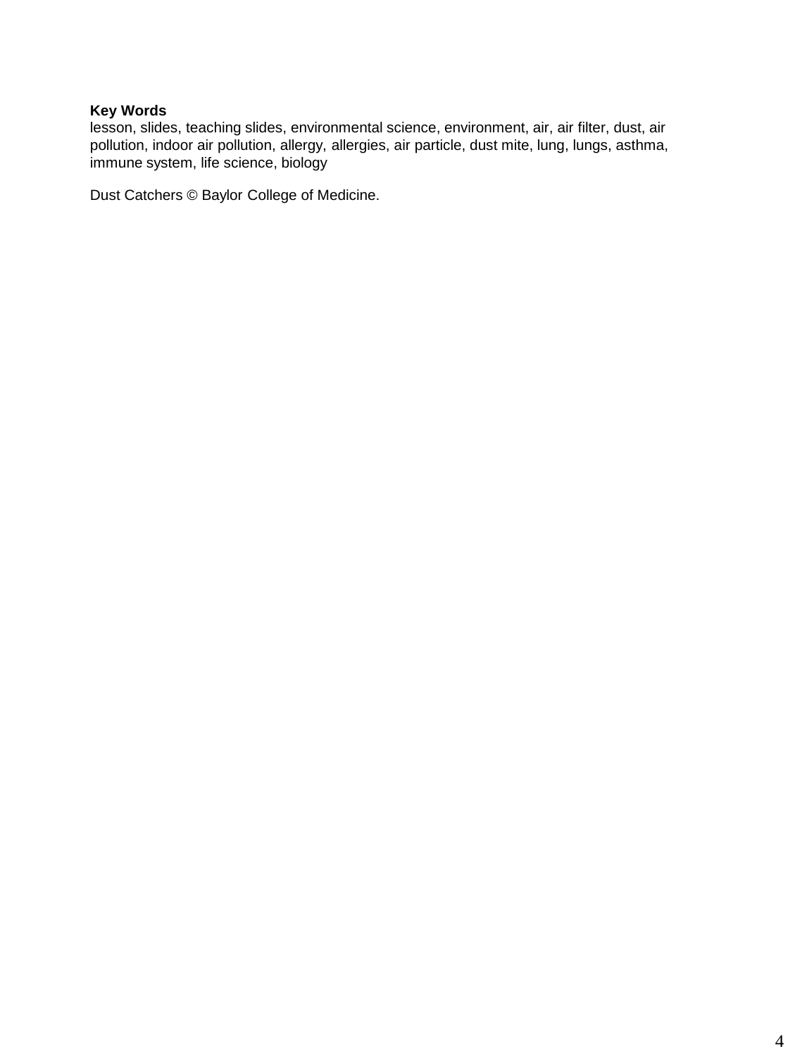**Key Words**
lesson, slides, teaching slides, environmental science, environment, air, air filter, dust, air pollution, indoor air pollution, allergy, allergies, air particle, dust mite, lung, lungs, asthma, immune system, life science, biology

Dust Catchers © Baylor College of Medicine.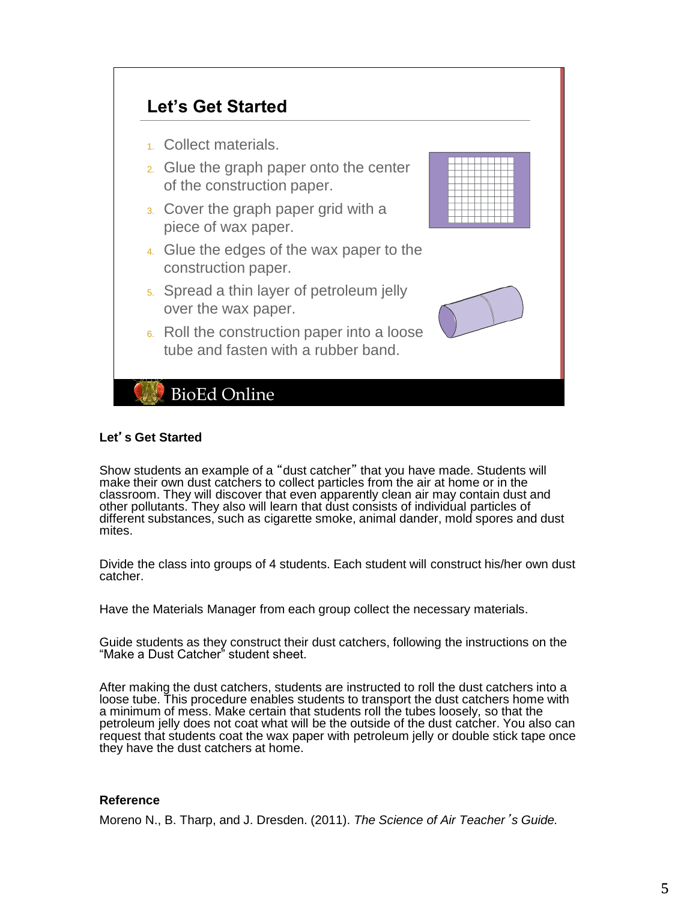## Let's Get Started

1. Collect materials.
2. Glue the graph paper onto the center of the construction paper.
3. Cover the graph paper grid with a piece of wax paper.
4. Glue the edges of the wax paper to the construction paper.
5. Spread a thin layer of petroleum jelly over the wax paper.
6. Roll the construction paper into a loose tube and fasten with a rubber band.

BioEd Online

**Let's Get Started**

Show students an example of a "dust catcher" that you have made. Students will make their own dust catchers to collect particles from the air at home or in the classroom. They will discover that even apparently clean air may contain dust and other pollutants. They also will learn that dust consists of individual particles of different substances, such as cigarette smoke, animal dander, mold spores and dust mites.

Divide the class into groups of 4 students. Each student will construct his/her own dust catcher.

Have the Materials Manager from each group collect the necessary materials.

Guide students as they construct their dust catchers, following the instructions on the "Make a Dust Catcher" student sheet.

After making the dust catchers, students are instructed to roll the dust catchers into a loose tube. This procedure enables students to transport the dust catchers home with a minimum of mess. Make certain that students roll the tubes loosely, so that the petroleum jelly does not coat what will be the outside of the dust catcher. You also can request that students coat the wax paper with petroleum jelly or double stick tape once they have the dust catchers at home.

**Reference**

Moreno N., B. Tharp, and J. Dresden. (2011). *The Science of Air Teacher's Guide.*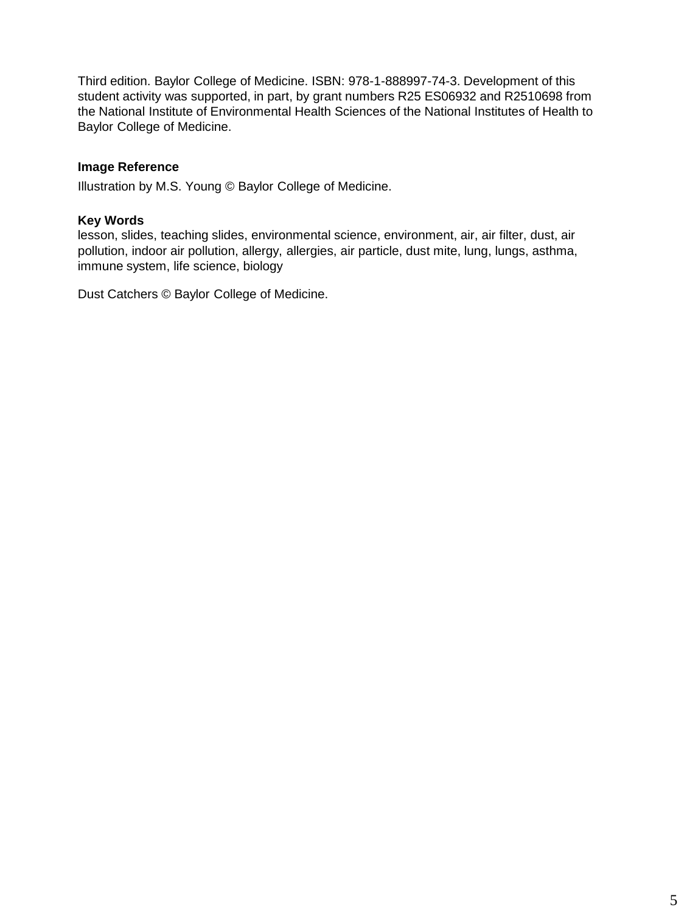Third edition. Baylor College of Medicine. ISBN: 978-1-888997-74-3. Development of this student activity was supported, in part, by grant numbers R25 ES06932 and R2510698 from the National Institute of Environmental Health Sciences of the National Institutes of Health to Baylor College of Medicine.

**Image Reference**

Illustration by M.S. Young © Baylor College of Medicine.

**Key Words**

lesson, slides, teaching slides, environmental science, environment, air, air filter, dust, air pollution, indoor air pollution, allergy, allergies, air particle, dust mite, lung, lungs, asthma, immune system, life science, biology

Dust Catchers © Baylor College of Medicine.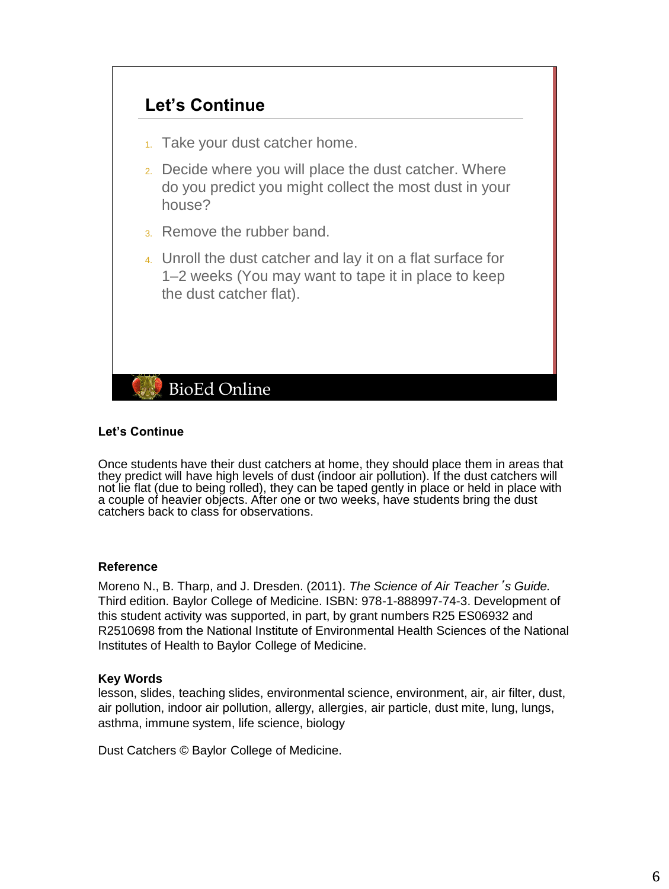## Let's Continue

1. Take your dust catcher home.
2. Decide where you will place the dust catcher. Where do you predict you might collect the most dust in your house?
3. Remove the rubber band.
4. Unroll the dust catcher and lay it on a flat surface for 1–2 weeks (You may want to tape it in place to keep the dust catcher flat).

BioEd Online

**Let's Continue**

Once students have their dust catchers at home, they should place them in areas that they predict will have high levels of dust (indoor air pollution). If the dust catchers will not lie flat (due to being rolled), they can be taped gently in place or held in place with a couple of heavier objects. After one or two weeks, have students bring the dust catchers back to class for observations.

**Reference**

Moreno N., B. Tharp, and J. Dresden. (2011). *The Science of Air Teacher's Guide.* Third edition. Baylor College of Medicine. ISBN: 978-1-888997-74-3. Development of this student activity was supported, in part, by grant numbers R25 ES06932 and R2510698 from the National Institute of Environmental Health Sciences of the National Institutes of Health to Baylor College of Medicine.

**Key Words**
lesson, slides, teaching slides, environmental science, environment, air, air filter, dust, air pollution, indoor air pollution, allergy, allergies, air particle, dust mite, lung, lungs, asthma, immune system, life science, biology

Dust Catchers © Baylor College of Medicine.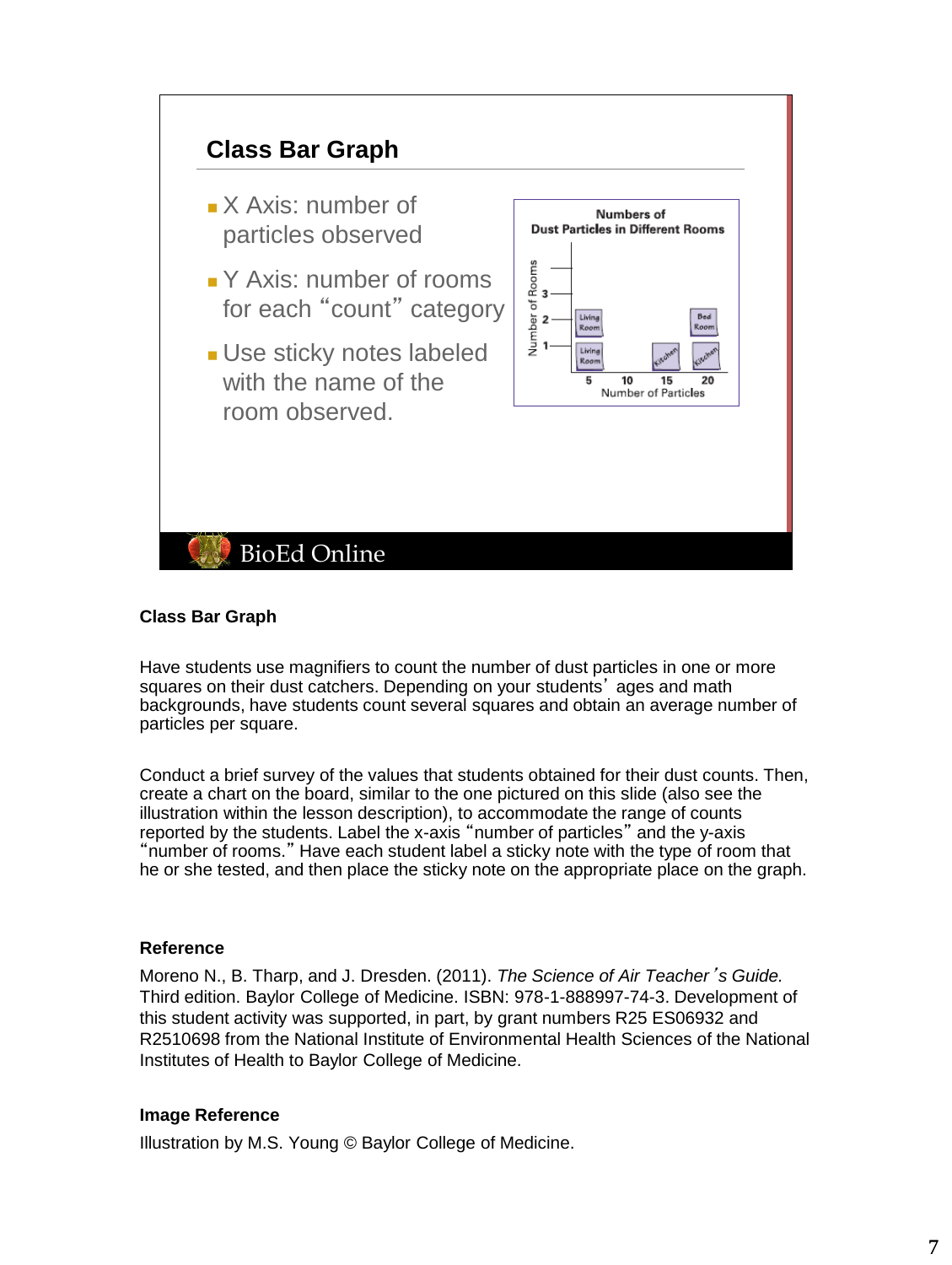## Class Bar Graph

- X Axis: number of particles observed
- Y Axis: number of rooms for each "count" category
- Use sticky notes labeled with the name of the room observed.

Numbers of Dust Particles in Different Rooms

### Class Bar Graph

Have students use magnifiers to count the number of dust particles in one or more squares on their dust catchers. Depending on your students' ages and math backgrounds, have students count several squares and obtain an average number of particles per square.

Conduct a brief survey of the values that students obtained for their dust counts. Then, create a chart on the board, similar to the one pictured on this slide (also see the illustration within the lesson description), to accommodate the range of counts reported by the students. Label the x-axis "number of particles" and the y-axis "number of rooms." Have each student label a sticky note with the type of room that he or she tested, and then place the sticky note on the appropriate place on the graph.

### Reference

Moreno N., B. Tharp, and J. Dresden. (2011). *The Science of Air Teacher's Guide.* Third edition. Baylor College of Medicine. ISBN: 978-1-888997-74-3. Development of this student activity was supported, in part, by grant numbers R25 ES06932 and R2510698 from the National Institute of Environmental Health Sciences of the National Institutes of Health to Baylor College of Medicine.

### Image Reference

Illustration by M.S. Young © Baylor College of Medicine.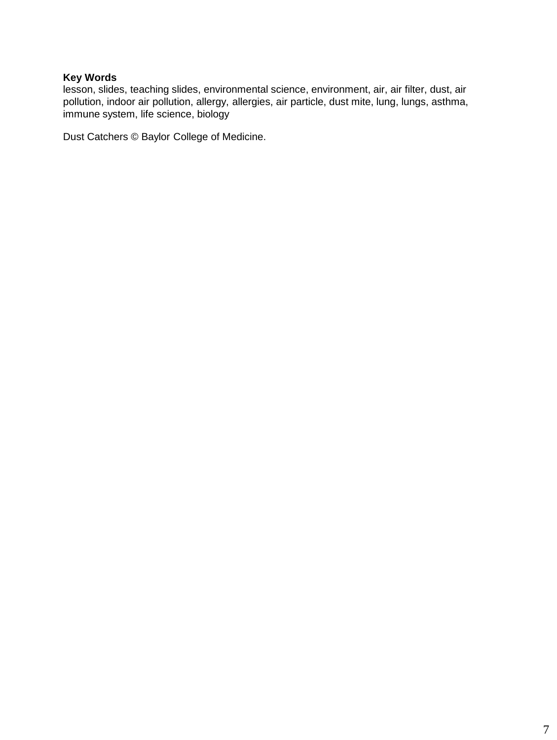**Key Words**

lesson, slides, teaching slides, environmental science, environment, air, air filter, dust, air pollution, indoor air pollution, allergy, allergies, air particle, dust mite, lung, lungs, asthma, immune system, life science, biology

Dust Catchers © Baylor College of Medicine.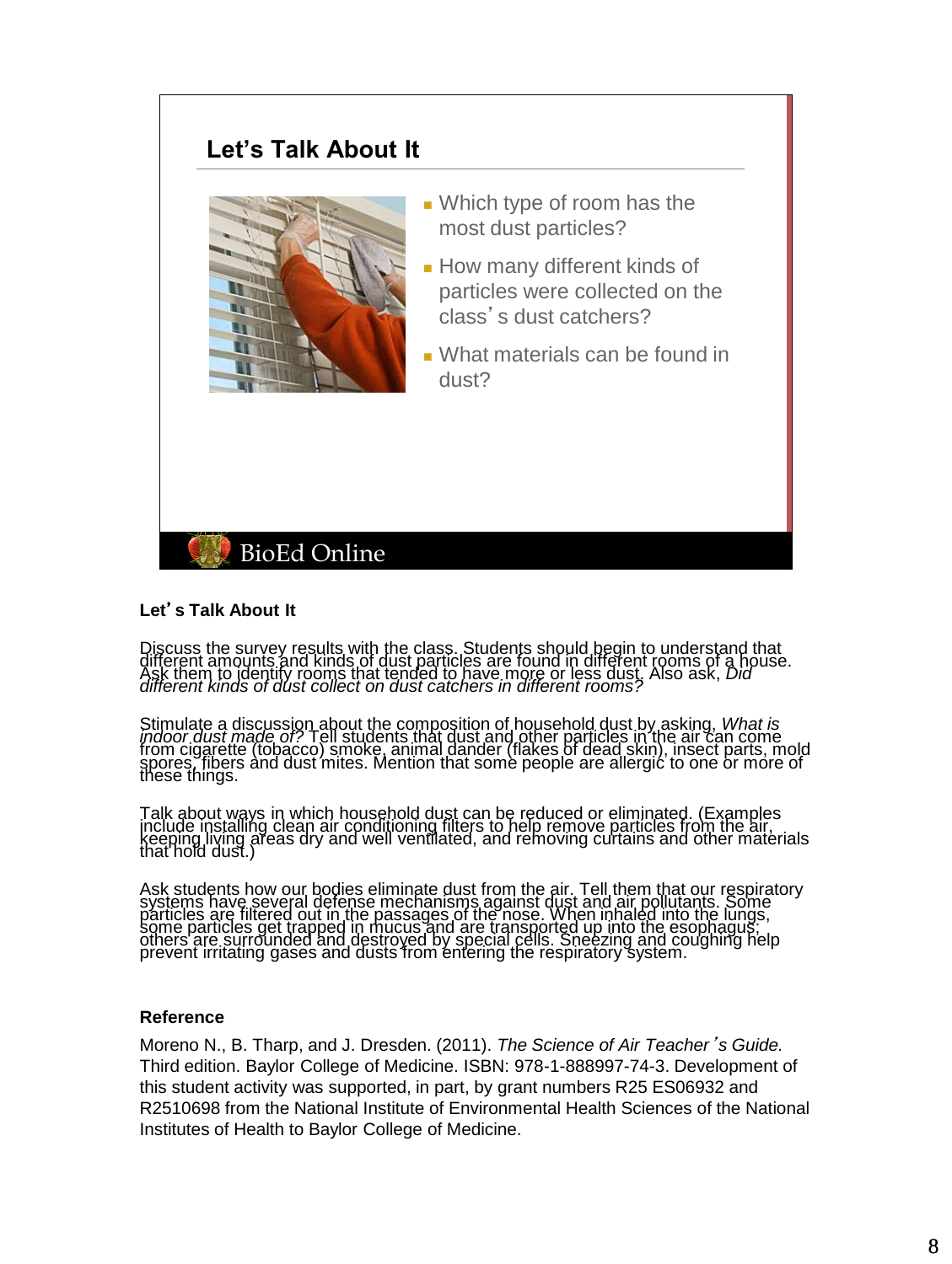## Let's Talk About It

- Which type of room has the most dust particles?
- How many different kinds of particles were collected on the class's dust catchers?
- What materials can be found in dust?

BioEd Online

### Let's Talk About It

Discuss the survey results with the class. Students should begin to understand that different amounts and kinds of dust particles are found in different rooms of a house. Ask them to identify rooms that tended to have more or less dust. Also ask, *Did different kinds of dust collect on dust catchers in different rooms?*

Stimulate a discussion about the composition of household dust by asking, *What is indoor dust made of?* Tell students that dust and other particles in the air can come from cigarette (tobacco) smoke, animal dander (flakes of dead skin), insect parts, mold spores, fibers and dust mites. Mention that some people are allergic to one or more of these things.

Talk about ways in which household dust can be reduced or eliminated. (Examples include installing clean air conditioning filters to help remove particles from the air, keeping living areas dry and well ventilated, and removing curtains and other materials that hold dust.)

Ask students how our bodies eliminate dust from the air. Tell them that our respiratory systems have several defense mechanisms against dust and air pollutants. Some particles are filtered out in the passages of the nose. When inhaled into the lungs, some particles get trapped in mucus and are transported up into the esophagus; others are surrounded and destroyed by special cells. Sneezing and coughing help prevent irritating gases and dusts from entering the respiratory system.

### Reference

Moreno N., B. Tharp, and J. Dresden. (2011). *The Science of Air Teacher's Guide.* Third edition. Baylor College of Medicine. ISBN: 978-1-888997-74-3. Development of this student activity was supported, in part, by grant numbers R25 ES06932 and R2510698 from the National Institute of Environmental Health Sciences of the National Institutes of Health to Baylor College of Medicine.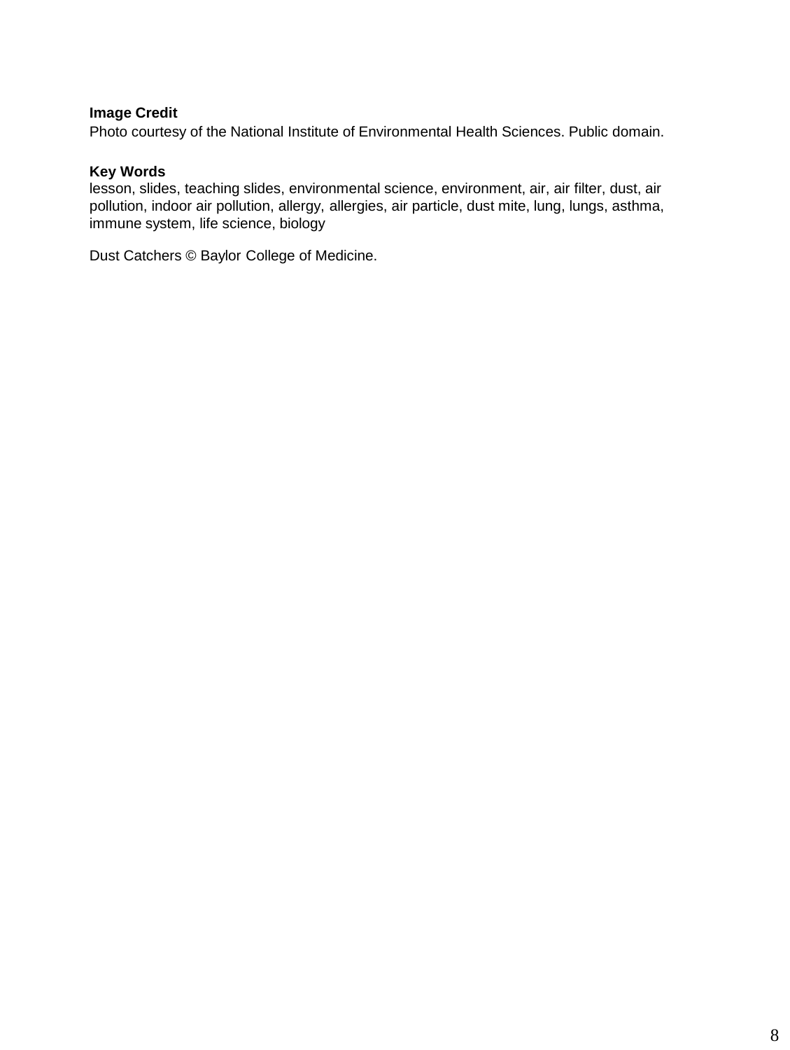**Image Credit**

Photo courtesy of the National Institute of Environmental Health Sciences. Public domain.

**Key Words**

lesson, slides, teaching slides, environmental science, environment, air, air filter, dust, air pollution, indoor air pollution, allergy, allergies, air particle, dust mite, lung, lungs, asthma, immune system, life science, biology

Dust Catchers © Baylor College of Medicine.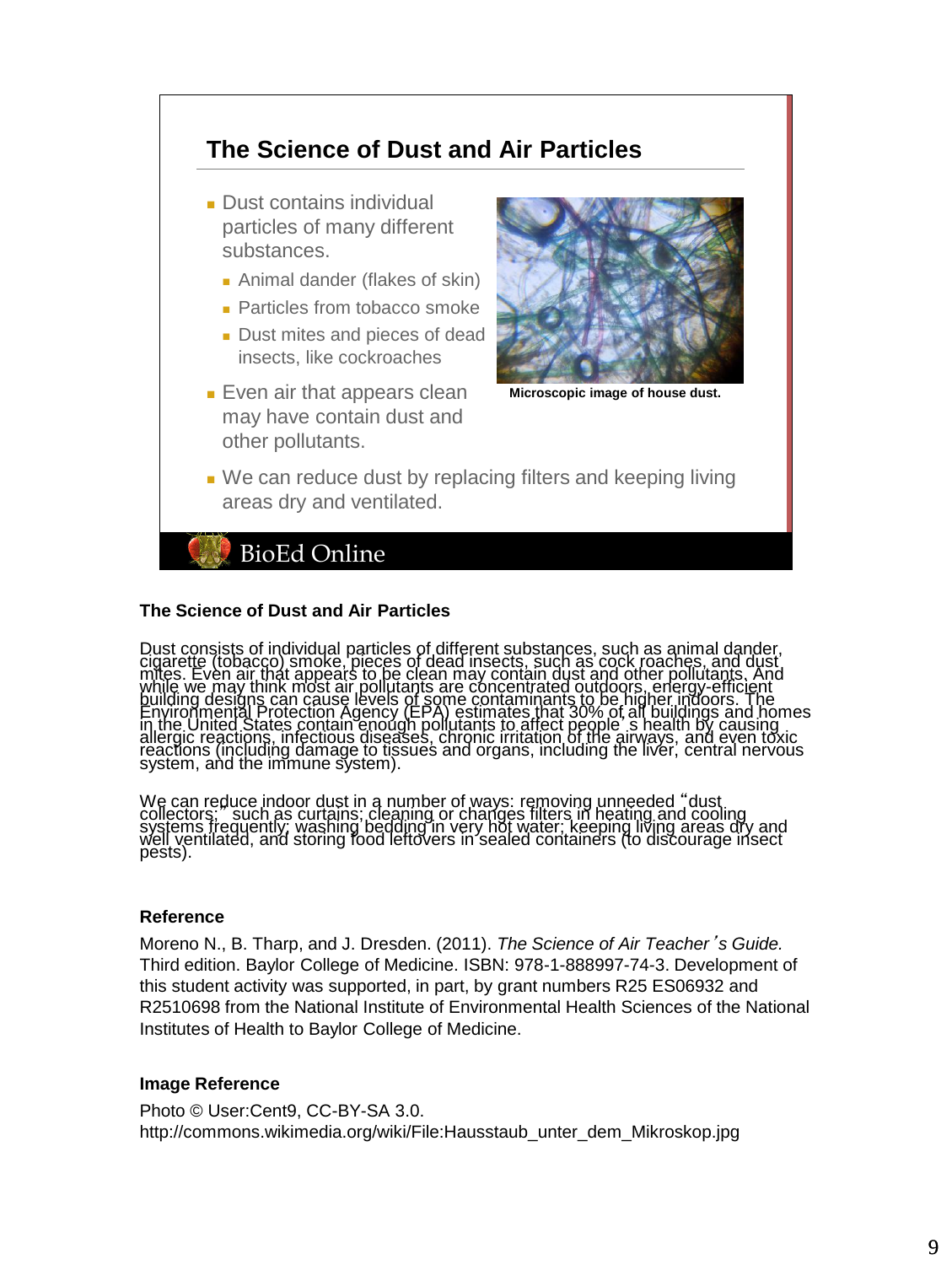## The Science of Dust and Air Particles

- Dust contains individual particles of many different substances.
  - Animal dander (flakes of skin)
  - Particles from tobacco smoke
  - Dust mites and pieces of dead insects, like cockroaches
- Even air that appears clean may have contain dust and other pollutants.
- We can reduce dust by replacing filters and keeping living areas dry and ventilated.

Microscopic image of house dust.

BioEd Online

### The Science of Dust and Air Particles

Dust consists of individual particles of different substances, such as animal dander, cigarette (tobacco) smoke, pieces of dead insects, such as cock roaches, and dust mites. Even air that appears to be clean may contain dust and other pollutants. And while we may think most air pollutants are concentrated outdoors, energy-efficient building designs can cause levels of some contaminants to be higher indoors. The Environmental Protection Agency (EPA) estimates that 30% of all buildings and homes in the United States contain enough pollutants to affect people's health by causing allergic reactions, infectious diseases, chronic irritation of the airways, and even toxic reactions (including damage to tissues and organs, including the liver, central nervous system, and the immune system).

We can reduce indoor dust in a number of ways: removing unneeded "dust collectors," such as curtains; cleaning or changes filters in heating and cooling systems frequently; washing bedding in very hot water; keeping living areas dry and well ventilated, and storing food leftovers in sealed containers (to discourage insect pests).

### Reference

Moreno N., B. Tharp, and J. Dresden. (2011). *The Science of Air Teacher's Guide.* Third edition. Baylor College of Medicine. ISBN: 978-1-888997-74-3. Development of this student activity was supported, in part, by grant numbers R25 ES06932 and R2510698 from the National Institute of Environmental Health Sciences of the National Institutes of Health to Baylor College of Medicine.

### Image Reference

Photo © User:Cent9, CC-BY-SA 3.0.
http://commons.wikimedia.org/wiki/File:Hausstaub_unter_dem_Mikroskop.jpg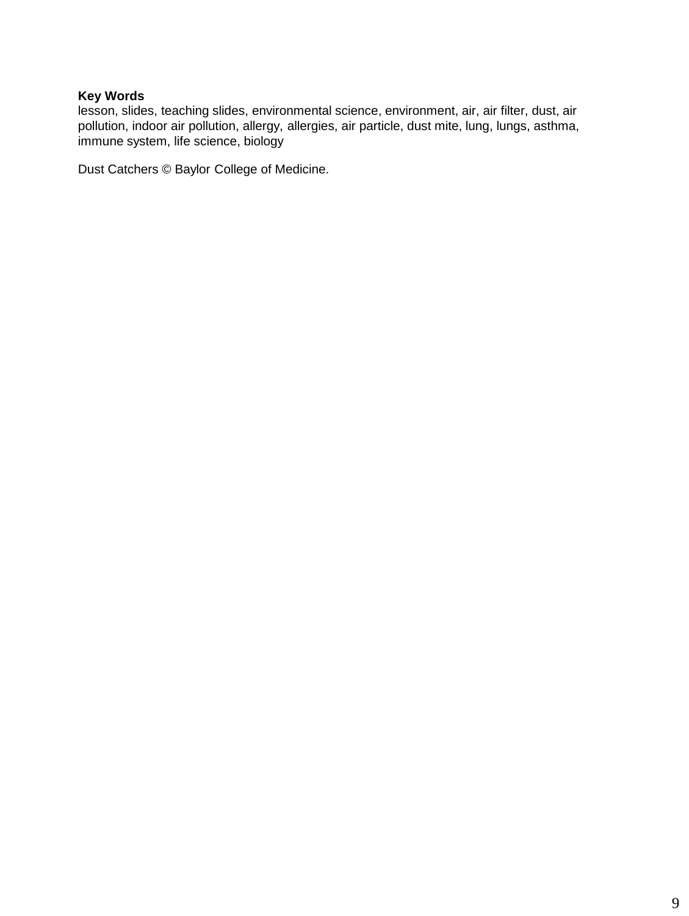**Key Words**

lesson, slides, teaching slides, environmental science, environment, air, air filter, dust, air pollution, indoor air pollution, allergy, allergies, air particle, dust mite, lung, lungs, asthma, immune system, life science, biology

Dust Catchers © Baylor College of Medicine.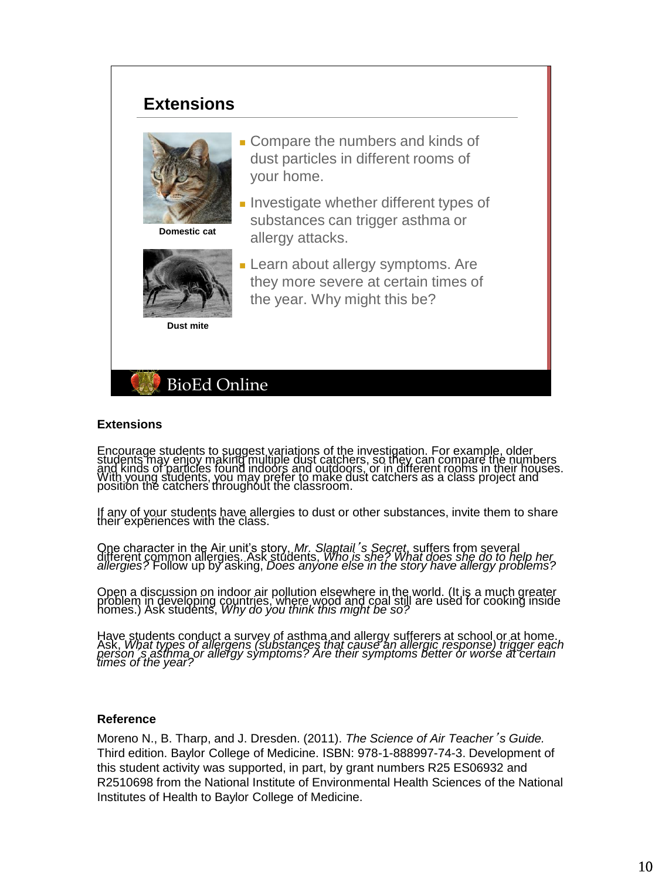## Extensions

Domestic cat

Dust mite

- Compare the numbers and kinds of dust particles in different rooms of your home.
- Investigate whether different types of substances can trigger asthma or allergy attacks.
- Learn about allergy symptoms. Are they more severe at certain times of the year. Why might this be?

BioEd Online

**Extensions**

Encourage students to suggest variations of the investigation. For example, older students may enjoy making multiple dust catchers, so they can compare the numbers and kinds of particles found indoors and outdoors, or in different rooms in their houses. With young students, you may prefer to make dust catchers as a class project and position the catchers throughout the classroom.

If any of your students have allergies to dust or other substances, invite them to share their experiences with the class.

One character in the Air unit's story, *Mr. Slaptail's Secret*, suffers from several different common allergies. Ask students, *Who is she? What does she do to help her allergies?* Follow up by asking, *Does anyone else in the story have allergy problems?*

Open a discussion on indoor air pollution elsewhere in the world. (It is a much greater problem in developing countries, where wood and coal still are used for cooking inside homes.) Ask students, *Why do you think this might be so?*

Have students conduct a survey of asthma and allergy sufferers at school or at home. Ask, *What types of allergens (substances that cause an allergic response) trigger each person's asthma or allergy symptoms? Are their symptoms better or worse at certain times of the year?*

**Reference**

Moreno N., B. Tharp, and J. Dresden. (2011). *The Science of Air Teacher's Guide.* Third edition. Baylor College of Medicine. ISBN: 978-1-888997-74-3. Development of this student activity was supported, in part, by grant numbers R25 ES06932 and R2510698 from the National Institute of Environmental Health Sciences of the National Institutes of Health to Baylor College of Medicine.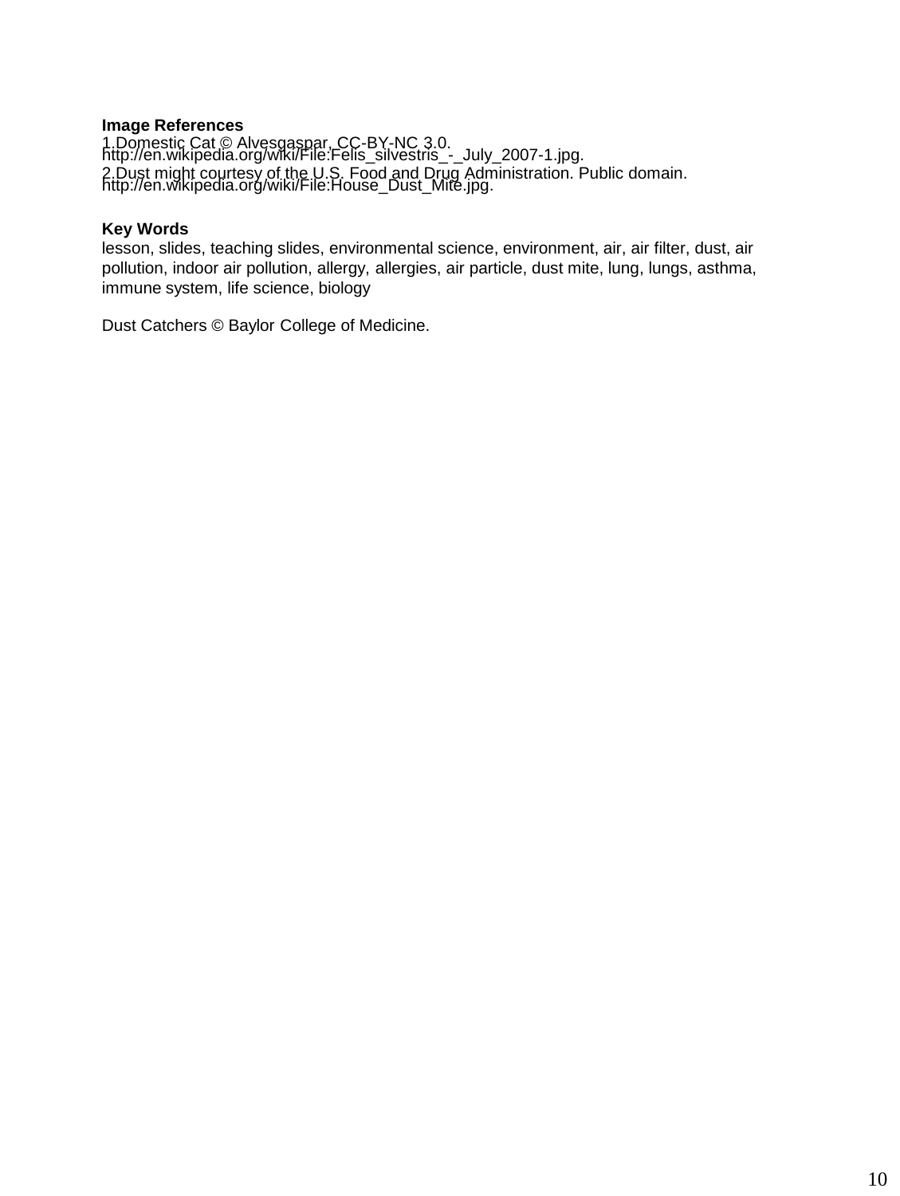**Image References**

1.Domestic Cat © Alvesgaspar, CC-BY-NC 3.0. http://en.wikipedia.org/wiki/File:Felis_silvestris_-_July_2007-1.jpg.

2.Dust might courtesy of the U.S. Food and Drug Administration. Public domain. http://en.wikipedia.org/wiki/File:House_Dust_Mite.jpg.

**Key Words**

lesson, slides, teaching slides, environmental science, environment, air, air filter, dust, air pollution, indoor air pollution, allergy, allergies, air particle, dust mite, lung, lungs, asthma, immune system, life science, biology

Dust Catchers © Baylor College of Medicine.